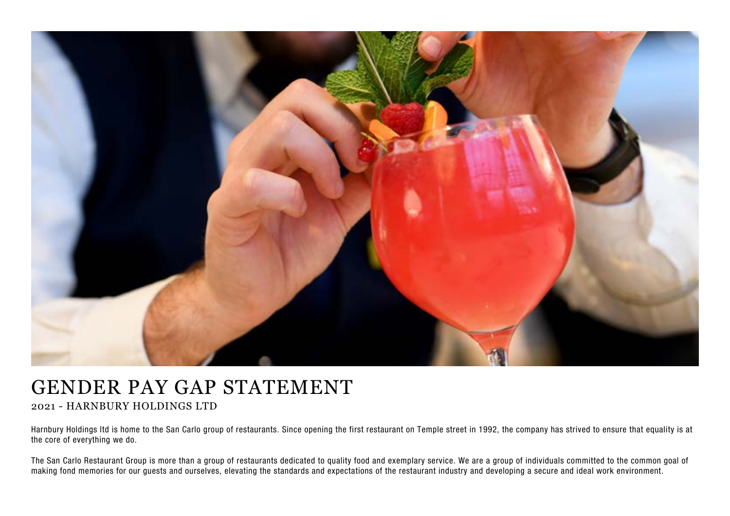# GENDER PAY GAP STATEMENT

2021 - HARNBURY HOLDINGS LTD

Harnbury Holdings ltd is home to the San Carlo group of restaurants. Since opening the first restaurant on Temple street in 1992, the company has strived to ensure that equality is at the core of everything we do.

The San Carlo Restaurant Group is more than a group of restaurants dedicated to quality food and exemplary service. We are a group of individuals committed to the common goal of making fond memories for our guests and ourselves, elevating the standards and expectations of the restaurant industry and developing a secure and ideal work environment.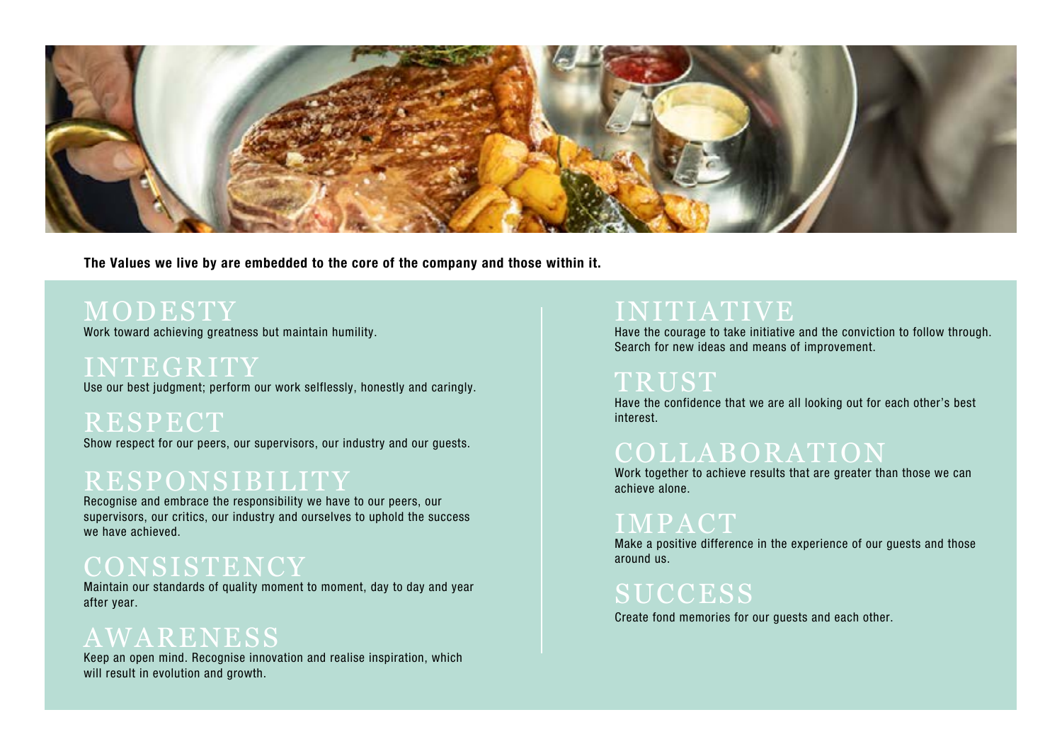**The Values we live by are embedded to the core of the company and those within it.**

## MODESTY

Work toward achieving greatness but maintain humility.

## INTEGRITY

Use our best judgment; perform our work selflessly, honestly and caringly.

## RESPECT

Show respect for our peers, our supervisors, our industry and our guests.

## RESPONSIBILITY

Recognise and embrace the responsibility we have to our peers, our supervisors, our critics, our industry and ourselves to uphold the success we have achieved.

## CONSISTENCY

Maintain our standards of quality moment to moment, day to day and year after year.

## AWARENESS

Keep an open mind. Recognise innovation and realise inspiration, which will result in evolution and growth.

## INITIATIVE

Have the courage to take initiative and the conviction to follow through. Search for new ideas and means of improvement.

## TRUST

Have the confidence that we are all looking out for each other's best interest.

## COLLABORATION

Work together to achieve results that are greater than those we can achieve alone.

## IMPACT

Make a positive difference in the experience of our guests and those around us.

## SUCCESS

Create fond memories for our guests and each other.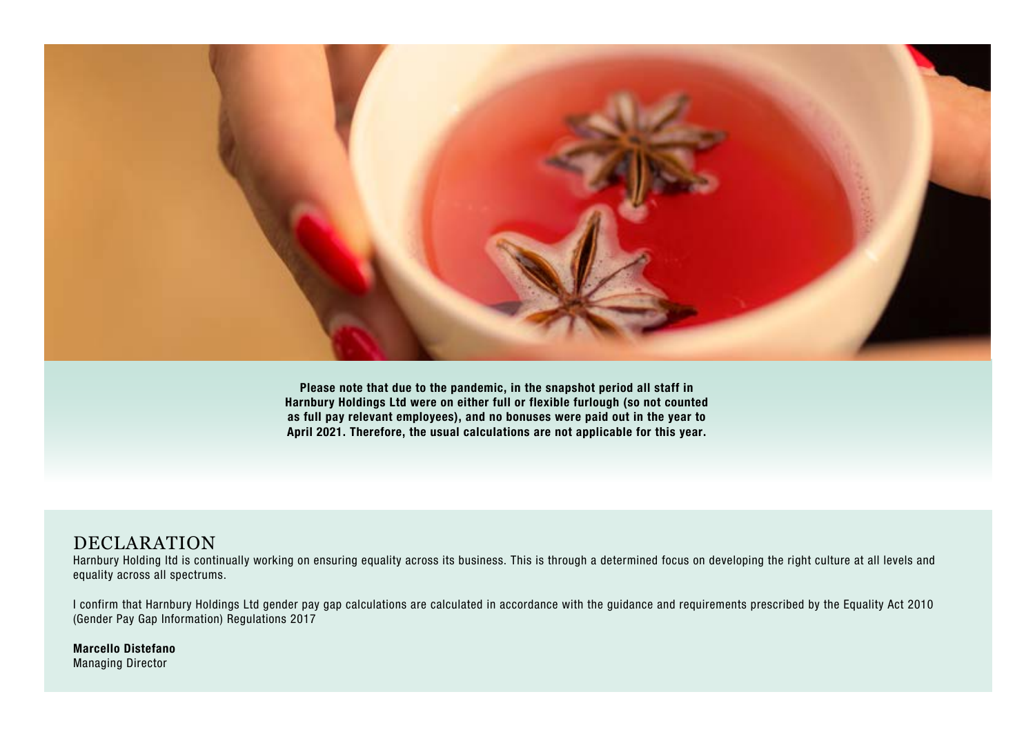**Please note that due to the pandemic, in the snapshot period all staff in Harnbury Holdings Ltd were on either full or flexible furlough (so not counted as full pay relevant employees), and no bonuses were paid out in the year to April 2021. Therefore, the usual calculations are not applicable for this year.**

## DECLARATION

Harnbury Holding ltd is continually working on ensuring equality across its business. This is through a determined focus on developing the right culture at all levels and equality across all spectrums.

I confirm that Harnbury Holdings Ltd gender pay gap calculations are calculated in accordance with the guidance and requirements prescribed by the Equality Act 2010 (Gender Pay Gap Information) Regulations 2017

**Marcello Distefano**
Managing Director